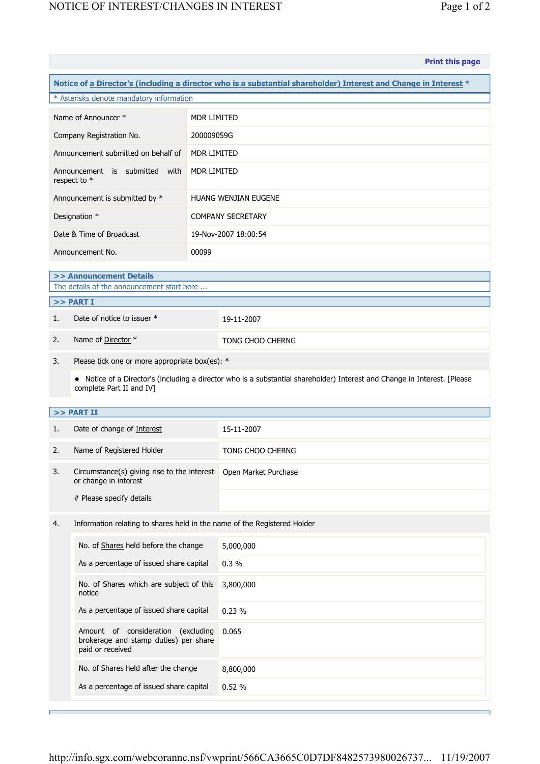Print this page

**Notice of a Director's (including a director who is a substantial shareholder) Interest and Change in Interest \***

\* Asterisks denote mandatory information

| | |
|---|---|
| Name of Announcer * | MDR LIMITED |
| Company Registration No. | 200009059G |
| Announcement submitted on behalf of | MDR LIMITED |
| Announcement is submitted with respect to * | MDR LIMITED |
| Announcement is submitted by * | HUANG WENJIAN EUGENE |
| Designation * | COMPANY SECRETARY |
| Date & Time of Broadcast | 19-Nov-2007 18:00:54 |
| Announcement No. | 00099 |

## >> Announcement Details

The details of the announcement start here ...

## >> PART I

| | | |
|---|---|---|
| 1. | Date of notice to issuer * | 19-11-2007 |
| 2. | Name of Director * | TONG CHOO CHERNG |
| 3. | Please tick one or more appropriate box(es): * | |

- Notice of a Director's (including a director who is a substantial shareholder) Interest and Change in Interest. [Please complete Part II and IV]

## >> PART II

| | | |
|---|---|---|
| 1. | Date of change of Interest | 15-11-2007 |
| 2. | Name of Registered Holder | TONG CHOO CHERNG |
| 3. | Circumstance(s) giving rise to the interest or change in interest | Open Market Purchase |
| | # Please specify details | |

4. Information relating to shares held in the name of the Registered Holder

| | |
|---|---|
| No. of Shares held before the change | 5,000,000 |
| As a percentage of issued share capital | 0.3 % |
| No. of Shares which are subject of this notice | 3,800,000 |
| As a percentage of issued share capital | 0.23 % |
| Amount of consideration (excluding brokerage and stamp duties) per share paid or received | 0.065 |
| No. of Shares held after the change | 8,800,000 |
| As a percentage of issued share capital | 0.52 % |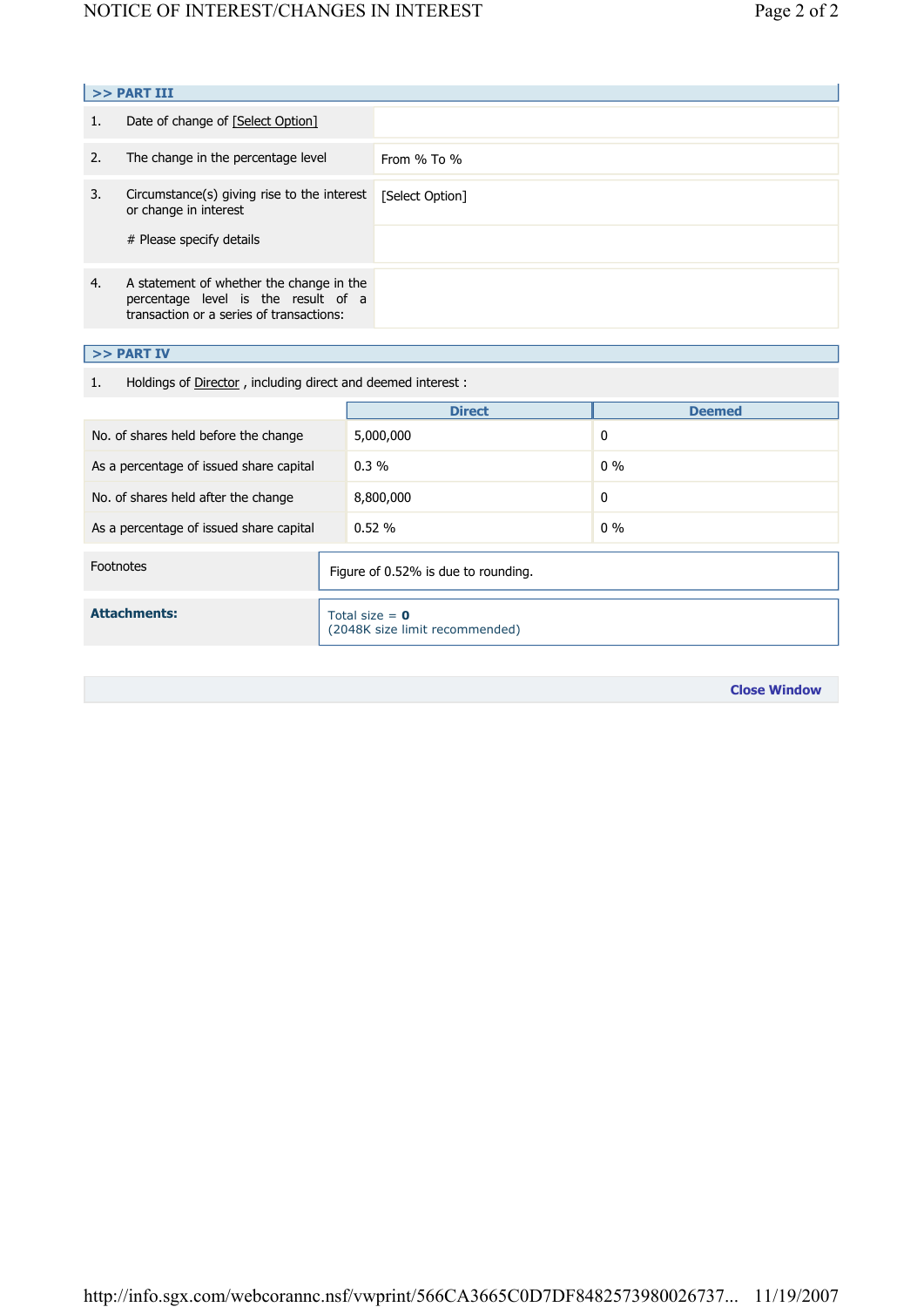## >> PART III

| | | |
|---|---|---|
| 1. | Date of change of [Select Option] | |
| 2. | The change in the percentage level | From % To % |
| 3. | Circumstance(s) giving rise to the interest or change in interest | [Select Option] |
| | # Please specify details | |
| 4. | A statement of whether the change in the percentage level is the result of a transaction or a series of transactions: | |

## >> PART IV

1. Holdings of Director , including direct and deemed interest :

| | Direct | Deemed |
|---|---|---|
| No. of shares held before the change | 5,000,000 | 0 |
| As a percentage of issued share capital | 0.3 % | 0 % |
| No. of shares held after the change | 8,800,000 | 0 |
| As a percentage of issued share capital | 0.52 % | 0 % |

| | |
|---|---|
| Footnotes | Figure of 0.52% is due to rounding. |
| **Attachments:** | Total size = **0**<br>(2048K size limit recommended) |

**Close Window**